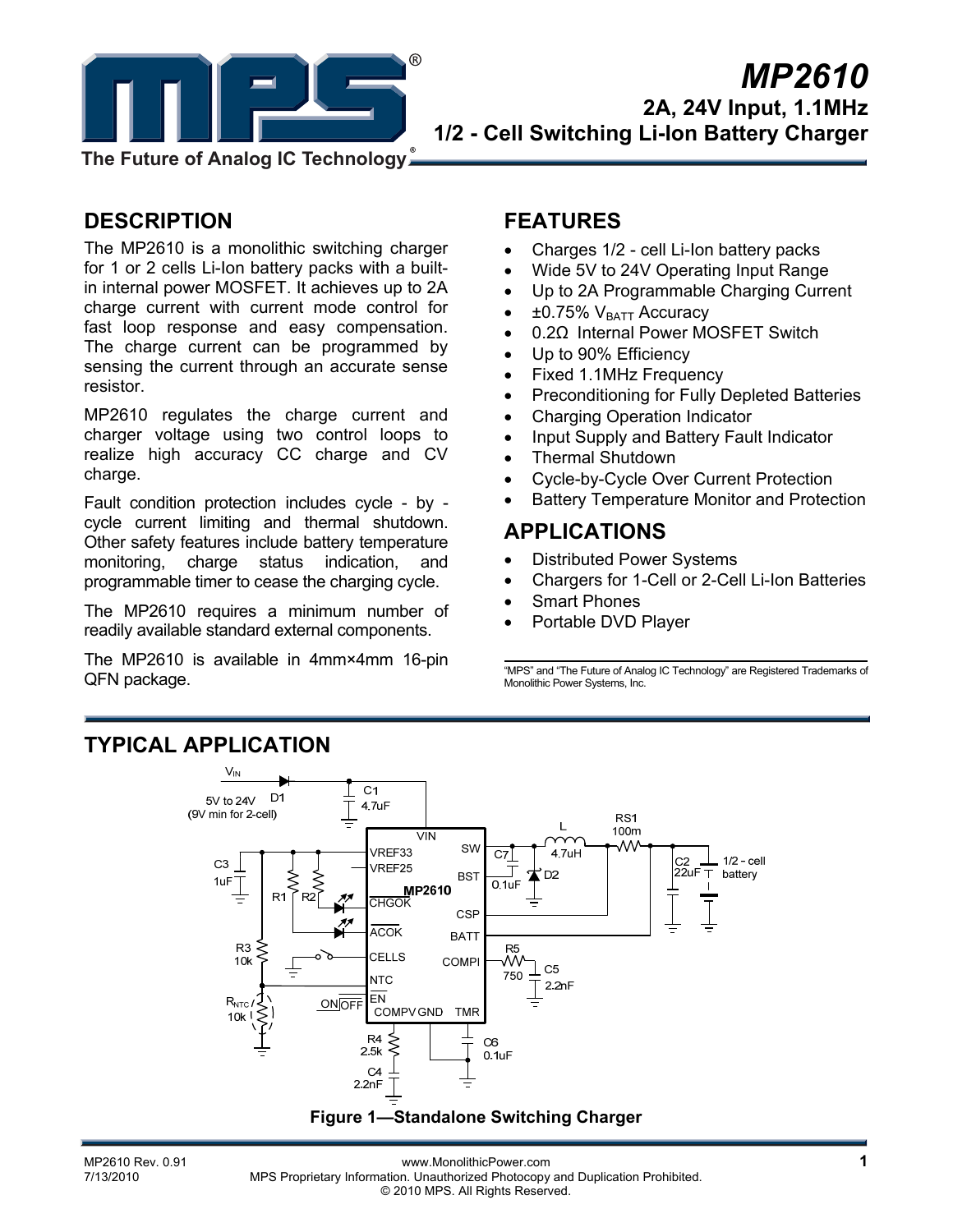# MP2610

## 2A, 24V Input, 1.1MHz 1/2 - Cell Switching Li-Ion Battery Charger

## DESCRIPTION

The MP2610 is a monolithic switching charger for 1 or 2 cells Li-Ion battery packs with a built-in internal power MOSFET. It achieves up to 2A charge current with current mode control for fast loop response and easy compensation. The charge current can be programmed by sensing the current through an accurate sense resistor.

MP2610 regulates the charge current and charger voltage using two control loops to realize high accuracy CC charge and CV charge.

Fault condition protection includes cycle - by - cycle current limiting and thermal shutdown. Other safety features include battery temperature monitoring, charge status indication, and programmable timer to cease the charging cycle.

The MP2610 requires a minimum number of readily available standard external components.

The MP2610 is available in 4mm×4mm 16-pin QFN package.

## FEATURES

- Charges 1/2 - cell Li-Ion battery packs
- Wide 5V to 24V Operating Input Range
- Up to 2A Programmable Charging Current
- ±0.75% $V_{BATT}$ Accuracy
- 0.2Ω Internal Power MOSFET Switch
- Up to 90% Efficiency
- Fixed 1.1MHz Frequency
- Preconditioning for Fully Depleted Batteries
- Charging Operation Indicator
- Input Supply and Battery Fault Indicator
- Thermal Shutdown
- Cycle-by-Cycle Over Current Protection
- Battery Temperature Monitor and Protection

## APPLICATIONS

- Distributed Power Systems
- Chargers for 1-Cell or 2-Cell Li-Ion Batteries
- Smart Phones
- Portable DVD Player

"MPS" and "The Future of Analog IC Technology" are Registered Trademarks of Monolithic Power Systems, Inc.

## TYPICAL APPLICATION

**Figure 1—Standalone Switching Charger**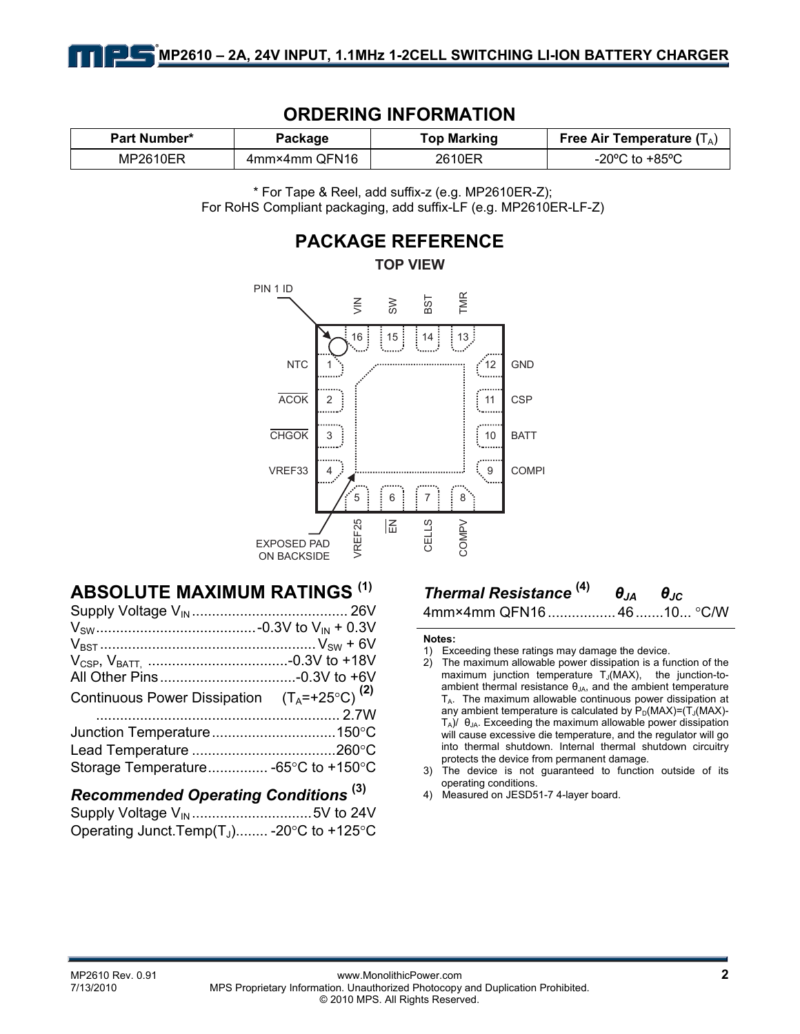## ORDERING INFORMATION

| Part Number* | Package | Top Marking | Free Air Temperature ($T_A$) |
|---|---|---|---|
| MP2610ER | 4mm×4mm QFN16 | 2610ER | -20ºC to +85ºC |

\* For Tape & Reel, add suffix-z (e.g. MP2610ER-Z);
For RoHS Compliant packaging, add suffix-LF (e.g. MP2610ER-LF-Z)

## PACKAGE REFERENCE

**TOP VIEW**

PIN 1 ID

| Pin | Name |
|---|---|
| 1 | NTC |
| 2 | $\overline{ACOK}$ |
| 3 | $\overline{CHGOK}$ |
| 4 | VREF33 |
| 5 | VREF25 |
| 6 | $\overline{EN}$ |
| 7 | CELLS |
| 8 | COMPV |
| 9 | COMPI |
| 10 | BATT |
| 11 | CSP |
| 12 | GND |
| 13 | TMR |
| 14 | BST |
| 15 | SW |
| 16 | VIN |

EXPOSED PAD ON BACKSIDE

## ABSOLUTE MAXIMUM RATINGS (1)

Supply Voltage $V_{IN}$ ....................................... 26V
$V_{SW}$ ........................................ -0.3V to $V_{IN}$ + 0.3V
$V_{BST}$ ...................................................... $V_{SW}$ + 6V
$V_{CSP}$, $V_{BATT}$ .................................. -0.3V to +18V
All Other Pins .................................. -0.3V to +6V
Continuous Power Dissipation ($T_A$=+25°C) (2)
............................................................ 2.7W
Junction Temperature ............................... 150°C
Lead Temperature .................................... 260°C
Storage Temperature ............... -65°C to +150°C

### *Recommended Operating Conditions* (3)

Supply Voltage $V_{IN}$ .............................. 5V to 24V
Operating Junct.Temp($T_J$)........ -20°C to +125°C

### *Thermal Resistance* (4) $\theta_{JA}$ $\theta_{JC}$

4mm×4mm QFN16 ................ 46 ....... 10... °C/W

**Notes:**

1) Exceeding these ratings may damage the device.
2) The maximum allowable power dissipation is a function of the maximum junction temperature $T_J$(MAX), the junction-to-ambient thermal resistance $\theta_{JA}$, and the ambient temperature $T_A$. The maximum allowable continuous power dissipation at any ambient temperature is calculated by $P_D(MAX)=(T_J(MAX)-T_A)/\theta_{JA}$. Exceeding the maximum allowable power dissipation will cause excessive die temperature, and the regulator will go into thermal shutdown. Internal thermal shutdown circuitry protects the device from permanent damage.
3) The device is not guaranteed to function outside of its operating conditions.
4) Measured on JESD51-7 4-layer board.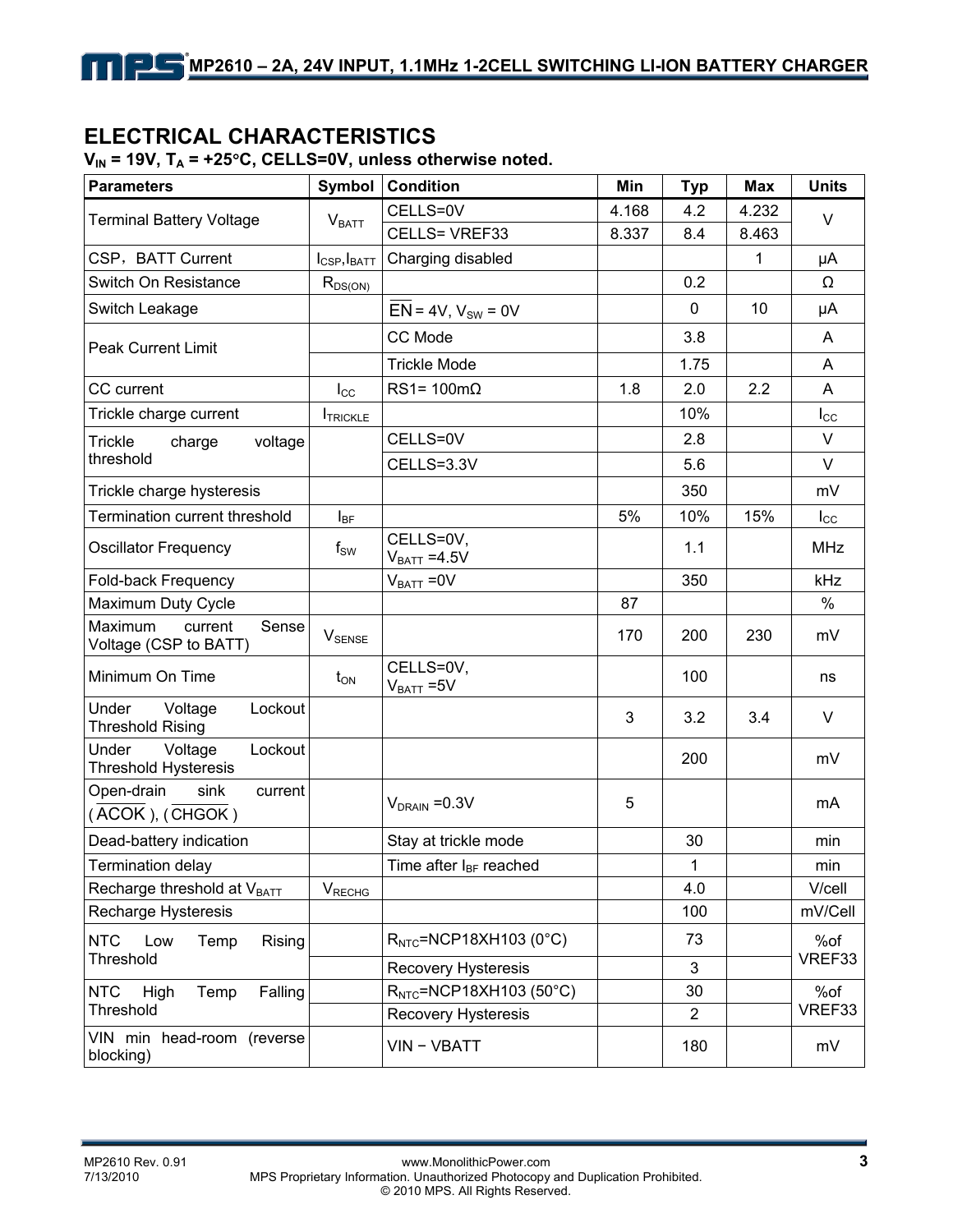## ELECTRICAL CHARACTERISTICS

$V_{IN}$ = 19V, $T_A$ = +25°C, CELLS=0V, unless otherwise noted.

| Parameters | Symbol | Condition | Min | Typ | Max | Units |
|---|---|---|---|---|---|---|
| Terminal Battery Voltage | $V_{BATT}$ | CELLS=0V | 4.168 | 4.2 | 4.232 | V |
| | | CELLS= VREF33 | 8.337 | 8.4 | 8.463 | |
| CSP，BATT Current | $I_{CSP}$,$I_{BATT}$ | Charging disabled | | | 1 | μA |
| Switch On Resistance | $R_{DS(ON)}$ | | | 0.2 | | Ω |
| Switch Leakage | | $\overline{EN}$ = 4V, $V_{SW}$ = 0V | | 0 | 10 | μA |
| Peak Current Limit | | CC Mode | | 3.8 | | A |
| | | Trickle Mode | | 1.75 | | A |
| CC current | $I_{CC}$ | RS1= 100mΩ | 1.8 | 2.0 | 2.2 | A |
| Trickle charge current | $I_{TRICKLE}$ | | | 10% | | $I_{CC}$ |
| Trickle charge voltage threshold | | CELLS=0V | | 2.8 | | V |
| | | CELLS=3.3V | | 5.6 | | V |
| Trickle charge hysteresis | | | | 350 | | mV |
| Termination current threshold | $I_{BF}$ | | 5% | 10% | 15% | $I_{CC}$ |
| Oscillator Frequency | $f_{SW}$ | CELLS=0V, $V_{BATT}$ =4.5V | | 1.1 | | MHz |
| Fold-back Frequency | | $V_{BATT}$ =0V | | 350 | | kHz |
| Maximum Duty Cycle | | | 87 | | | % |
| Maximum current Sense Voltage (CSP to BATT) | $V_{SENSE}$ | | 170 | 200 | 230 | mV |
| Minimum On Time | $t_{ON}$ | CELLS=0V, $V_{BATT}$ =5V | | 100 | | ns |
| Under Voltage Lockout Threshold Rising | | | 3 | 3.2 | 3.4 | V |
| Under Voltage Lockout Threshold Hysteresis | | | | 200 | | mV |
| Open-drain sink current ($\overline{ACOK}$), ($\overline{CHGOK}$) | | $V_{DRAIN}$ =0.3V | 5 | | | mA |
| Dead-battery indication | | Stay at trickle mode | | 30 | | min |
| Termination delay | | Time after $I_{BF}$ reached | | 1 | | min |
| Recharge threshold at $V_{BATT}$ | $V_{RECHG}$ | | | 4.0 | | V/cell |
| Recharge Hysteresis | | | | 100 | | mV/Cell |
| NTC Low Temp Rising Threshold | | $R_{NTC}$=NCP18XH103 (0°C) | | 73 | | %of VREF33 |
| | | Recovery Hysteresis | | 3 | | |
| NTC High Temp Falling Threshold | | $R_{NTC}$=NCP18XH103 (50°C) | | 30 | | %of VREF33 |
| | | Recovery Hysteresis | | 2 | | |
| VIN min head-room (reverse blocking) | | VIN − VBATT | | 180 | | mV |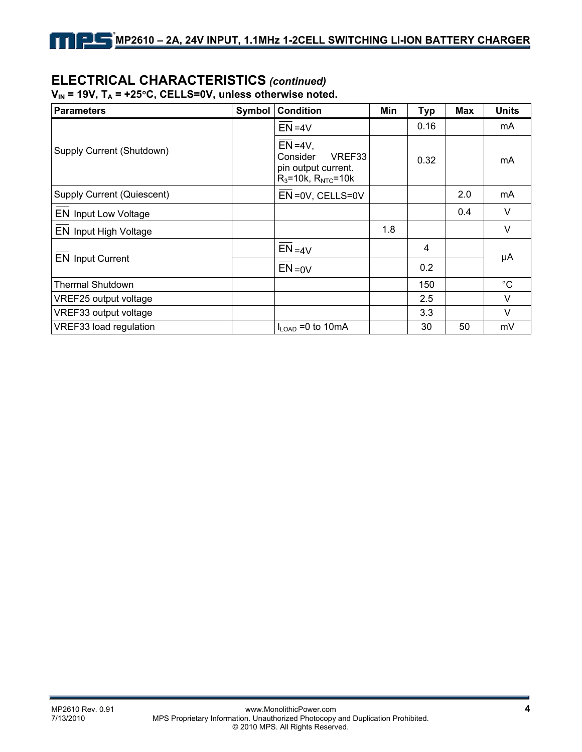## ELECTRICAL CHARACTERISTICS *(continued)*

**$V_{IN}$ = 19V, $T_A$ = +25°C, CELLS=0V, unless otherwise noted.**

| Parameters | Symbol | Condition | Min | Typ | Max | Units |
|---|---|---|---|---|---|---|
| Supply Current (Shutdown) | | $\overline{EN}$=4V | | 0.16 | | mA |
| | | $\overline{EN}$=4V, Consider VREF33 pin output current. $R_3$=10k, $R_{NTC}$=10k | | 0.32 | | mA |
| Supply Current (Quiescent) | | $\overline{EN}$=0V, CELLS=0V | | | 2.0 | mA |
| $\overline{EN}$ Input Low Voltage | | | | | 0.4 | V |
| $\overline{EN}$ Input High Voltage | | | 1.8 | | | V |
| $\overline{EN}$ Input Current | | $\overline{EN}$=4V | | 4 | | μA |
| | | $\overline{EN}$=0V | | 0.2 | | μA |
| Thermal Shutdown | | | | 150 | | °C |
| VREF25 output voltage | | | | 2.5 | | V |
| VREF33 output voltage | | | | 3.3 | | V |
| VREF33 load regulation | | $I_{LOAD}$ =0 to 10mA | | 30 | 50 | mV |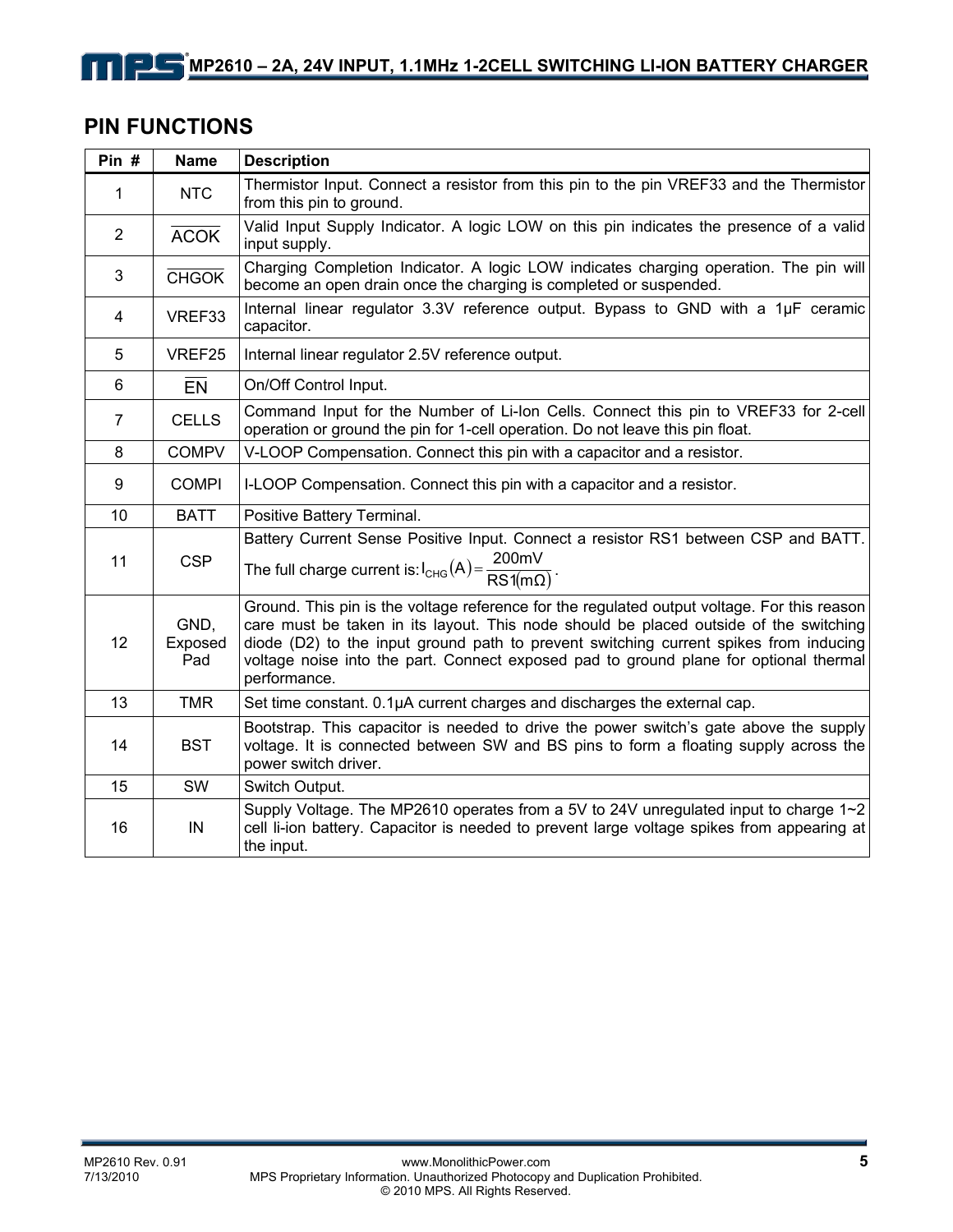## PIN FUNCTIONS

| Pin # | Name | Description |
|---|---|---|
| 1 | NTC | Thermistor Input. Connect a resistor from this pin to the pin VREF33 and the Thermistor from this pin to ground. |
| 2 | $\overline{\text{ACOK}}$ | Valid Input Supply Indicator. A logic LOW on this pin indicates the presence of a valid input supply. |
| 3 | $\overline{\text{CHGOK}}$ | Charging Completion Indicator. A logic LOW indicates charging operation. The pin will become an open drain once the charging is completed or suspended. |
| 4 | VREF33 | Internal linear regulator 3.3V reference output. Bypass to GND with a 1µF ceramic capacitor. |
| 5 | VREF25 | Internal linear regulator 2.5V reference output. |
| 6 | $\overline{\text{EN}}$ | On/Off Control Input. |
| 7 | CELLS | Command Input for the Number of Li-Ion Cells. Connect this pin to VREF33 for 2-cell operation or ground the pin for 1-cell operation. Do not leave this pin float. |
| 8 | COMPV | V-LOOP Compensation. Connect this pin with a capacitor and a resistor. |
| 9 | COMPI | I-LOOP Compensation. Connect this pin with a capacitor and a resistor. |
| 10 | BATT | Positive Battery Terminal. |
| 11 | CSP | Battery Current Sense Positive Input. Connect a resistor RS1 between CSP and BATT. The full charge current is: $I_{CHG}(A) = \frac{200mV}{RS1(m\Omega)}$. |
| 12 | GND, Exposed Pad | Ground. This pin is the voltage reference for the regulated output voltage. For this reason care must be taken in its layout. This node should be placed outside of the switching diode (D2) to the input ground path to prevent switching current spikes from inducing voltage noise into the part. Connect exposed pad to ground plane for optional thermal performance. |
| 13 | TMR | Set time constant. 0.1µA current charges and discharges the external cap. |
| 14 | BST | Bootstrap. This capacitor is needed to drive the power switch's gate above the supply voltage. It is connected between SW and BS pins to form a floating supply across the power switch driver. |
| 15 | SW | Switch Output. |
| 16 | IN | Supply Voltage. The MP2610 operates from a 5V to 24V unregulated input to charge 1~2 cell li-ion battery. Capacitor is needed to prevent large voltage spikes from appearing at the input. |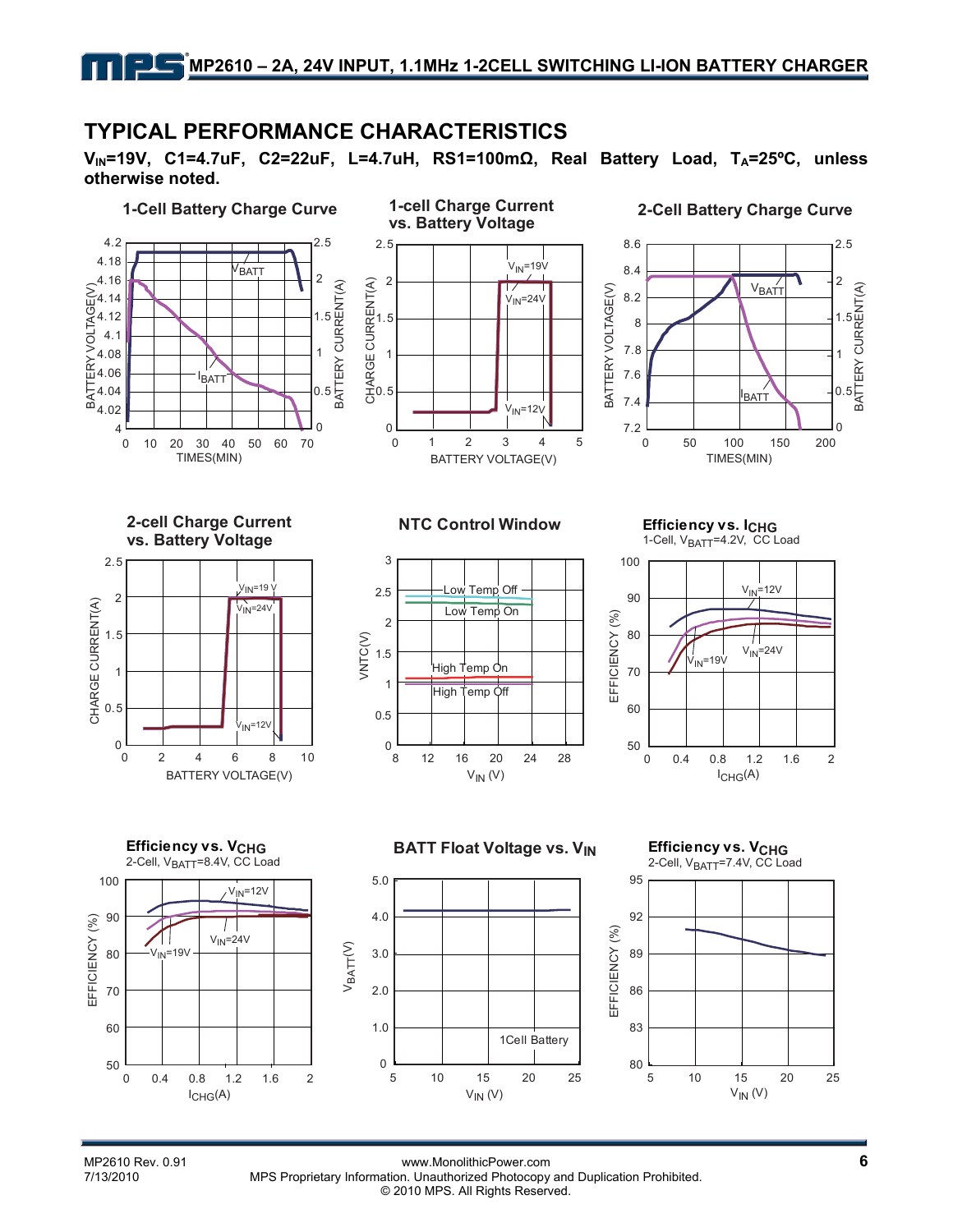## TYPICAL PERFORMANCE CHARACTERISTICS

**$V_{IN}$=19V, C1=4.7uF, C2=22uF, L=4.7uH, RS1=100mΩ, Real Battery Load, $T_A$=25ºC, unless otherwise noted.**

**1-Cell Battery Charge Curve**

**1-cell Charge Current vs. Battery Voltage**

**2-Cell Battery Charge Curve**

**2-cell Charge Current vs. Battery Voltage**

**NTC Control Window**

**Efficiency vs. $I_{CHG}$**
1-Cell, $V_{BATT}$=4.2V, CC Load

**Efficiency vs. $V_{CHG}$**
2-Cell, $V_{BATT}$=8.4V, CC Load

**BATT Float Voltage vs. $V_{IN}$**

**Efficiency vs. $V_{CHG}$**
2-Cell, $V_{BATT}$=7.4V, CC Load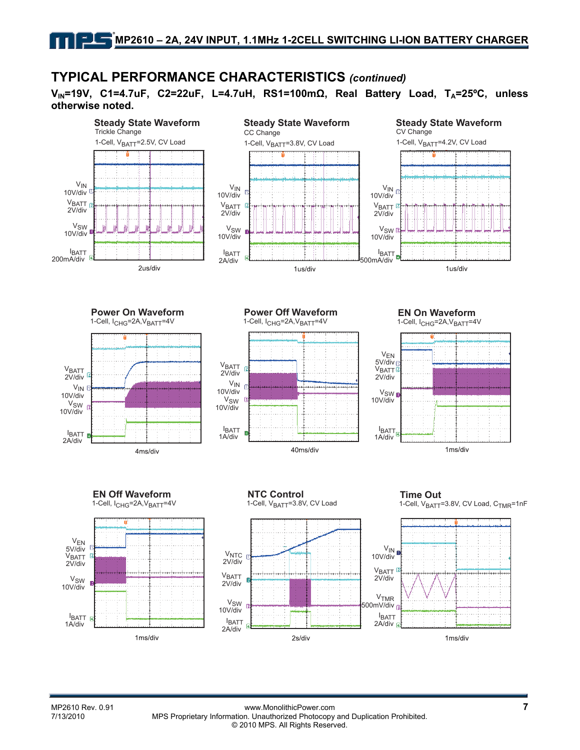## TYPICAL PERFORMANCE CHARACTERISTICS *(continued)*

**$V_{IN}$=19V, C1=4.7uF, C2=22uF, L=4.7uH, RS1=100mΩ, Real Battery Load, $T_A$=25ºC, unless otherwise noted.**

**Steady State Waveform**
Trickle Change
1-Cell, $V_{BATT}$=2.5V, CV Load

$V_{IN}$ 10V/div
$V_{BATT}$ 2V/div
$V_{SW}$ 10V/div
$I_{BATT}$ 200mA/div
2us/div

**Steady State Waveform**
CC Change
1-Cell, $V_{BATT}$=3.8V, CV Load

$V_{IN}$ 10V/div
$V_{BATT}$ 2V/div
$V_{SW}$ 10V/div
$I_{BATT}$ 2A/div
1us/div

**Steady State Waveform**
CV Change
1-Cell, $V_{BATT}$=4.2V, CV Load

$V_{IN}$ 10V/div
$V_{BATT}$ 2V/div
$V_{SW}$ 10V/div
$I_{BATT}$ 500mA/div
1us/div

**Power On Waveform**
1-Cell, $I_{CHG}$=2A, $V_{BATT}$=4V

$V_{BATT}$ 2V/div
$V_{IN}$ 10V/div
$V_{SW}$ 10V/div
$I_{BATT}$ 2A/div
4ms/div

**Power Off Waveform**
1-Cell, $I_{CHG}$=2A, $V_{BATT}$=4V

$V_{BATT}$ 2V/div
$V_{IN}$ 10V/div
$V_{SW}$ 10V/div
$I_{BATT}$ 1A/div
40ms/div

**EN On Waveform**
1-Cell, $I_{CHG}$=2A, $V_{BATT}$=4V

$V_{EN}$ 5V/div
$V_{BATT}$ 2V/div
$V_{SW}$ 10V/div
$I_{BATT}$ 1A/div
1ms/div

**EN Off Waveform**
1-Cell, $I_{CHG}$=2A, $V_{BATT}$=4V

$V_{EN}$ 5V/div
$V_{BATT}$ 2V/div
$V_{SW}$ 10V/div
$I_{BATT}$ 1A/div
1ms/div

**NTC Control**
1-Cell, $V_{BATT}$=3.8V, CV Load

$V_{NTC}$ 2V/div
$V_{BATT}$ 2V/div
$V_{SW}$ 10V/div
$I_{BATT}$ 2A/div
2s/div

**Time Out**
1-Cell, $V_{BATT}$=3.8V, CV Load, $C_{TMR}$=1nF

$V_{IN}$ 10V/div
$V_{BATT}$ 2V/div
$V_{TMR}$ 500mV/div
$I_{BATT}$ 2A/div
1ms/div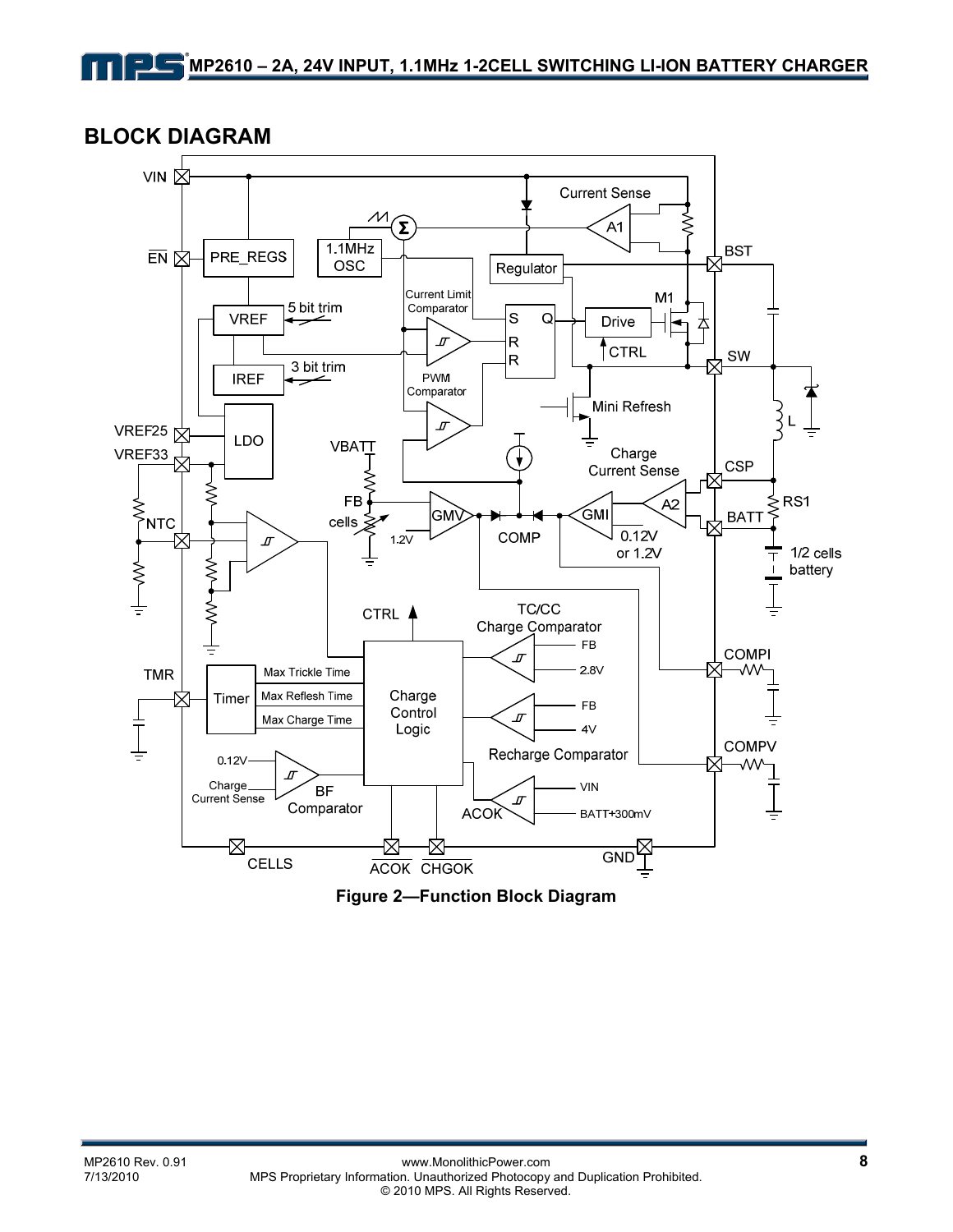## BLOCK DIAGRAM

Figure 2—Function Block Diagram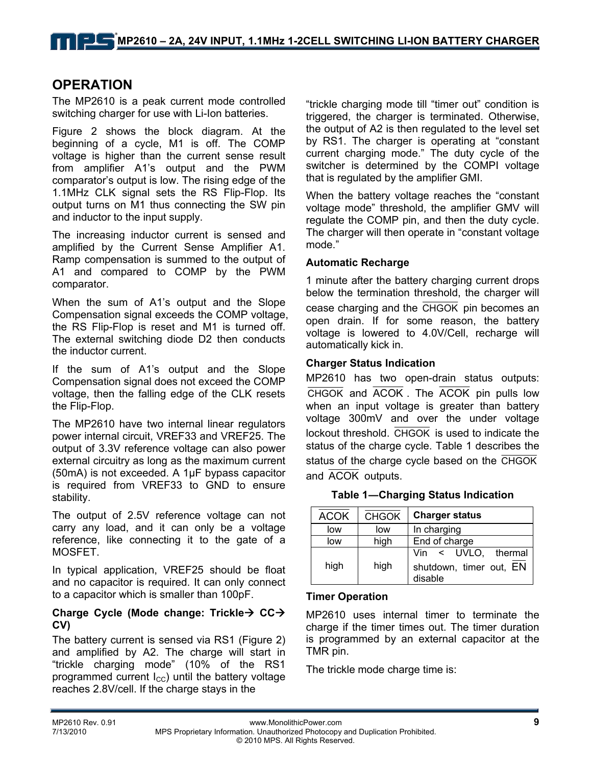## OPERATION

The MP2610 is a peak current mode controlled switching charger for use with Li-Ion batteries.

Figure 2 shows the block diagram. At the beginning of a cycle, M1 is off. The COMP voltage is higher than the current sense result from amplifier A1's output and the PWM comparator's output is low. The rising edge of the 1.1MHz CLK signal sets the RS Flip-Flop. Its output turns on M1 thus connecting the SW pin and inductor to the input supply.

The increasing inductor current is sensed and amplified by the Current Sense Amplifier A1. Ramp compensation is summed to the output of A1 and compared to COMP by the PWM comparator.

When the sum of A1's output and the Slope Compensation signal exceeds the COMP voltage, the RS Flip-Flop is reset and M1 is turned off. The external switching diode D2 then conducts the inductor current.

If the sum of A1's output and the Slope Compensation signal does not exceed the COMP voltage, then the falling edge of the CLK resets the Flip-Flop.

The MP2610 have two internal linear regulators power internal circuit, VREF33 and VREF25. The output of 3.3V reference voltage can also power external circuitry as long as the maximum current (50mA) is not exceeded. A 1µF bypass capacitor is required from VREF33 to GND to ensure stability.

The output of 2.5V reference voltage can not carry any load, and it can only be a voltage reference, like connecting it to the gate of a MOSFET.

In typical application, VREF25 should be float and no capacitor is required. It can only connect to a capacitor which is smaller than 100pF.

### Charge Cycle (Mode change: Trickle→ CC→ CV)

The battery current is sensed via RS1 (Figure 2) and amplified by A2. The charge will start in "trickle charging mode" (10% of the RS1 programmed current $I_{CC}$) until the battery voltage reaches 2.8V/cell. If the charge stays in the "trickle charging mode till "timer out" condition is triggered, the charger is terminated. Otherwise, the output of A2 is then regulated to the level set by RS1. The charger is operating at "constant current charging mode." The duty cycle of the switcher is determined by the COMPI voltage that is regulated by the amplifier GMI.

When the battery voltage reaches the "constant voltage mode" threshold, the amplifier GMV will regulate the COMP pin, and then the duty cycle. The charger will then operate in "constant voltage mode."

### Automatic Recharge

1 minute after the battery charging current drops below the termination threshold, the charger will cease charging and the $\overline{\text{CHGOK}}$ pin becomes an open drain. If for some reason, the battery voltage is lowered to 4.0V/Cell, recharge will automatically kick in.

### Charger Status Indication

MP2610 has two open-drain status outputs: $\overline{\text{CHGOK}}$ and $\overline{\text{ACOK}}$. The $\overline{\text{ACOK}}$ pin pulls low when an input voltage is greater than battery voltage 300mV and over the under voltage lockout threshold. $\overline{\text{CHGOK}}$ is used to indicate the status of the charge cycle. Table 1 describes the status of the charge cycle based on the $\overline{\text{CHGOK}}$ and $\overline{\text{ACOK}}$ outputs.

**Table 1—Charging Status Indication**

| $\overline{\text{ACOK}}$ | $\overline{\text{CHGOK}}$ | Charger status |
|---|---|---|
| low | low | In charging |
| low | high | End of charge |
| high | high | Vin < UVLO, thermal shutdown, timer out, $\overline{\text{EN}}$ disable |

### Timer Operation

MP2610 uses internal timer to terminate the charge if the timer times out. The timer duration is programmed by an external capacitor at the TMR pin.

The trickle mode charge time is: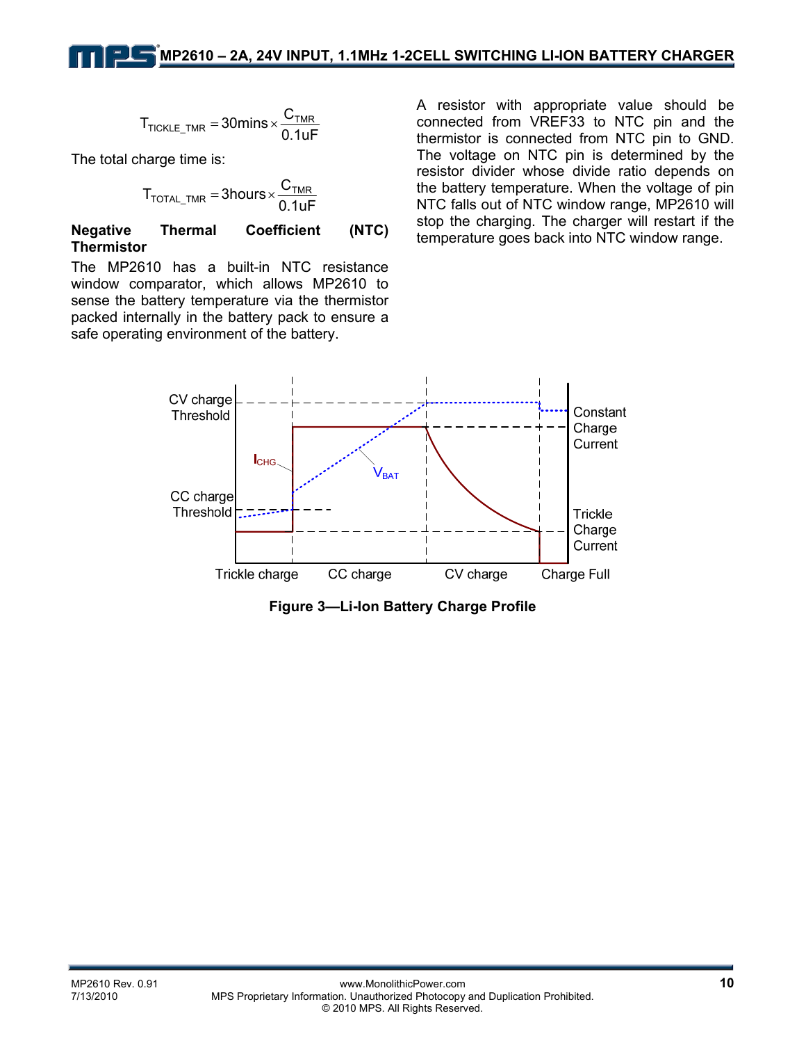$$T_{TICKLE\_TMR} = 30mins \times \frac{C_{TMR}}{0.1uF}$$

The total charge time is:

$$T_{TOTAL\_TMR} = 3hours \times \frac{C_{TMR}}{0.1uF}$$

**Negative Thermal Coefficient (NTC) Thermistor**

The MP2610 has a built-in NTC resistance window comparator, which allows MP2610 to sense the battery temperature via the thermistor packed internally in the battery pack to ensure a safe operating environment of the battery.

A resistor with appropriate value should be connected from VREF33 to NTC pin and the thermistor is connected from NTC pin to GND. The voltage on NTC pin is determined by the resistor divider whose divide ratio depends on the battery temperature. When the voltage of pin NTC falls out of NTC window range, MP2610 will stop the charging. The charger will restart if the temperature goes back into NTC window range.

**Figure 3—Li-Ion Battery Charge Profile**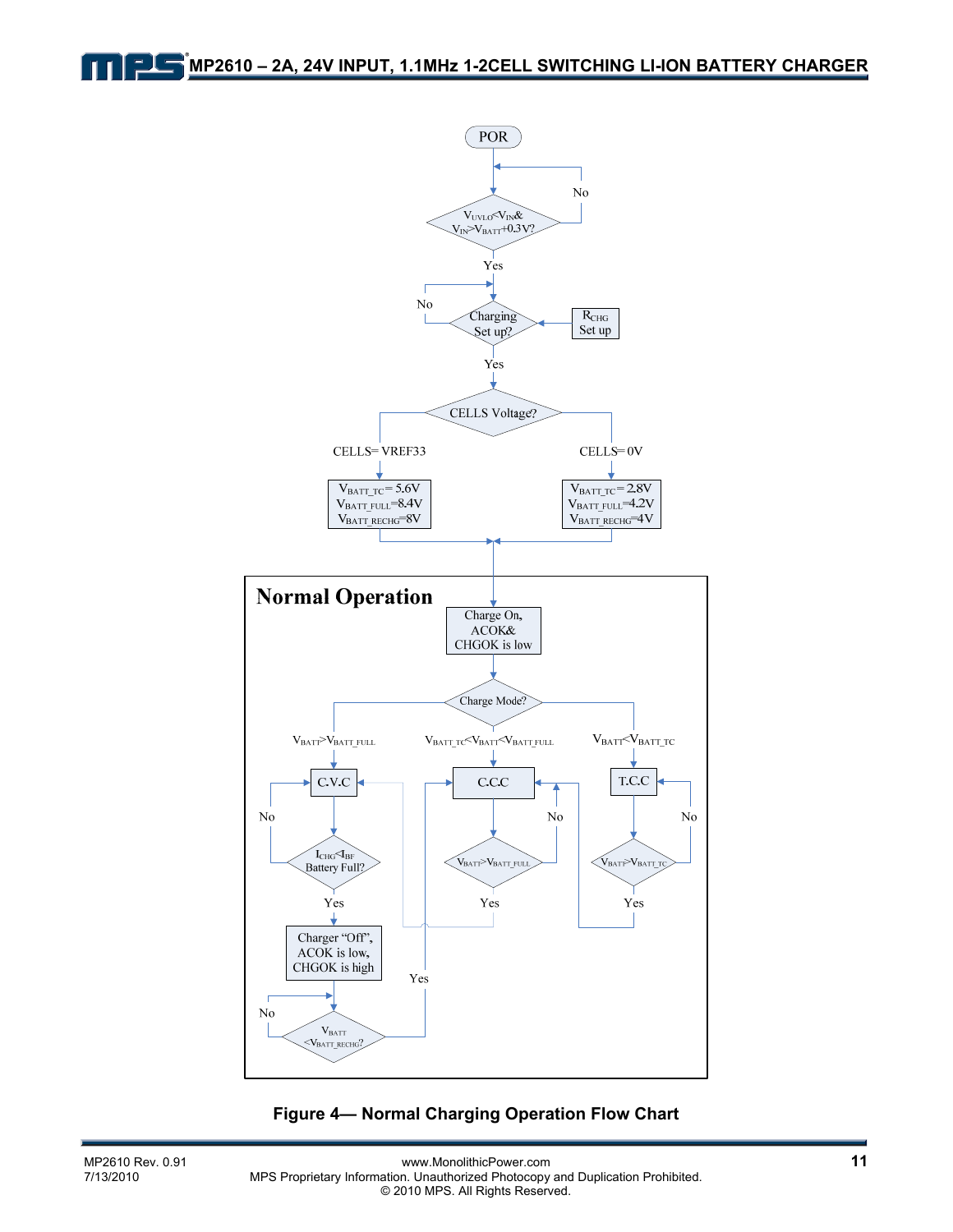POR

$V_{UVLO}<V_{IN}$ & $V_{IN}>V_{BATT}+0.3V$?

No

Yes

$R_{CHG}$ Set up

Charging Set up?

No

Yes

CELLS Voltage?

CELLS= VREF33

$V_{BATT\_TC}=5.6V$
$V_{BATT\_FULL}=8.4V$
$V_{BATT\_RECHG}=8V$

CELLS= 0V

$V_{BATT\_TC}=2.8V$
$V_{BATT\_FULL}=4.2V$
$V_{BATT\_RECHG}=4V$

**Normal Operation**

Charge On, ACOK& CHGOK is low

Charge Mode?

$V_{BATT}>V_{BATT\_FULL}$

C.V.C

$I_{CHG}<I_{BF}$ Battery Full?

No

Yes

Charger "Off", ACOK is low, CHGOK is high

$V_{BATT}<V_{BATT\_RECHG}$?

No

Yes

$V_{BATT\_TC}<V_{BATT}<V_{BATT\_FULL}$

C.C.C

$V_{BATT}>V_{BATT\_FULL}$

No

Yes

$V_{BATT}<V_{BATT\_TC}$

T.C.C

$V_{BATT}>V_{BATT\_TC}$

No

Yes

**Figure 4— Normal Charging Operation Flow Chart**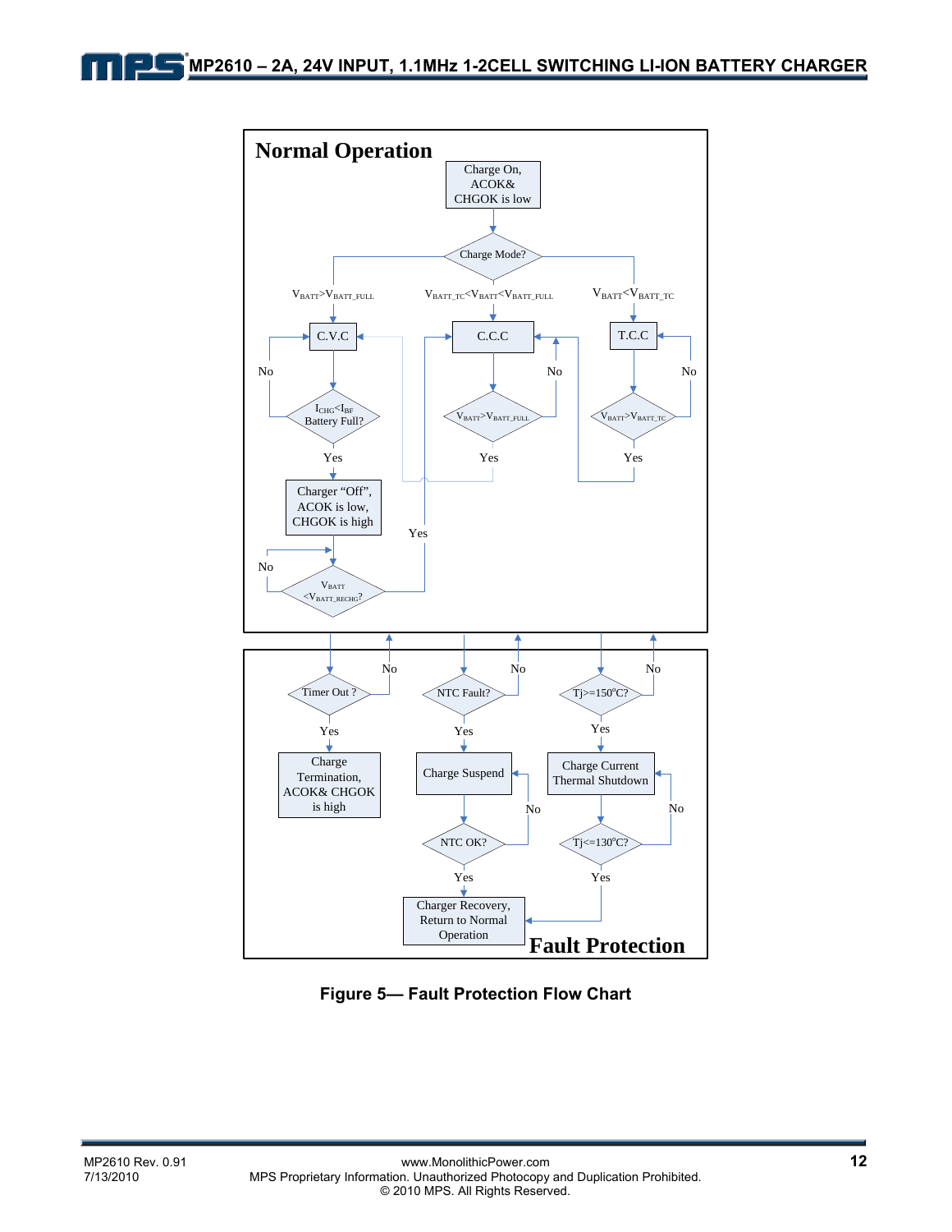**Normal Operation**

Charge On, ACOK& CHGOK is low

Charge Mode?

$V_{BATT}>V_{BATT\_FULL}$ → C.V.C

$V_{BATT\_TC}<V_{BATT}<V_{BATT\_FULL}$ → C.C.C

$V_{BATT}<V_{BATT\_TC}$ → T.C.C

C.V.C → $I_{CHG}<I_{BF}$ Battery Full? — No → C.V.C; Yes → Charger "Off", ACOK is low, CHGOK is high

Charger "Off", ACOK is low, CHGOK is high → $V_{BATT}<V_{BATT\_RECHG}$? — No → $V_{BATT}<V_{BATT\_RECHG}$?; Yes → C.C.C

C.C.C → $V_{BATT}>V_{BATT\_FULL}$ — No → C.C.C; Yes → C.V.C

T.C.C → $V_{BATT}>V_{BATT\_TC}$ — No → T.C.C; Yes → C.C.C

**Fault Protection**

Timer Out ? — No → Normal Operation; Yes → Charge Termination, ACOK& CHGOK is high

NTC Fault? — No → Normal Operation; Yes → Charge Suspend

Charge Suspend → NTC OK? — No → Charge Suspend; Yes → Charger Recovery, Return to Normal Operation

Tj>=150°C? — No → Normal Operation; Yes → Charge Current Thermal Shutdown

Charge Current Thermal Shutdown → Tj<=130°C? — No → Charge Current Thermal Shutdown; Yes → Charger Recovery, Return to Normal Operation

**Figure 5— Fault Protection Flow Chart**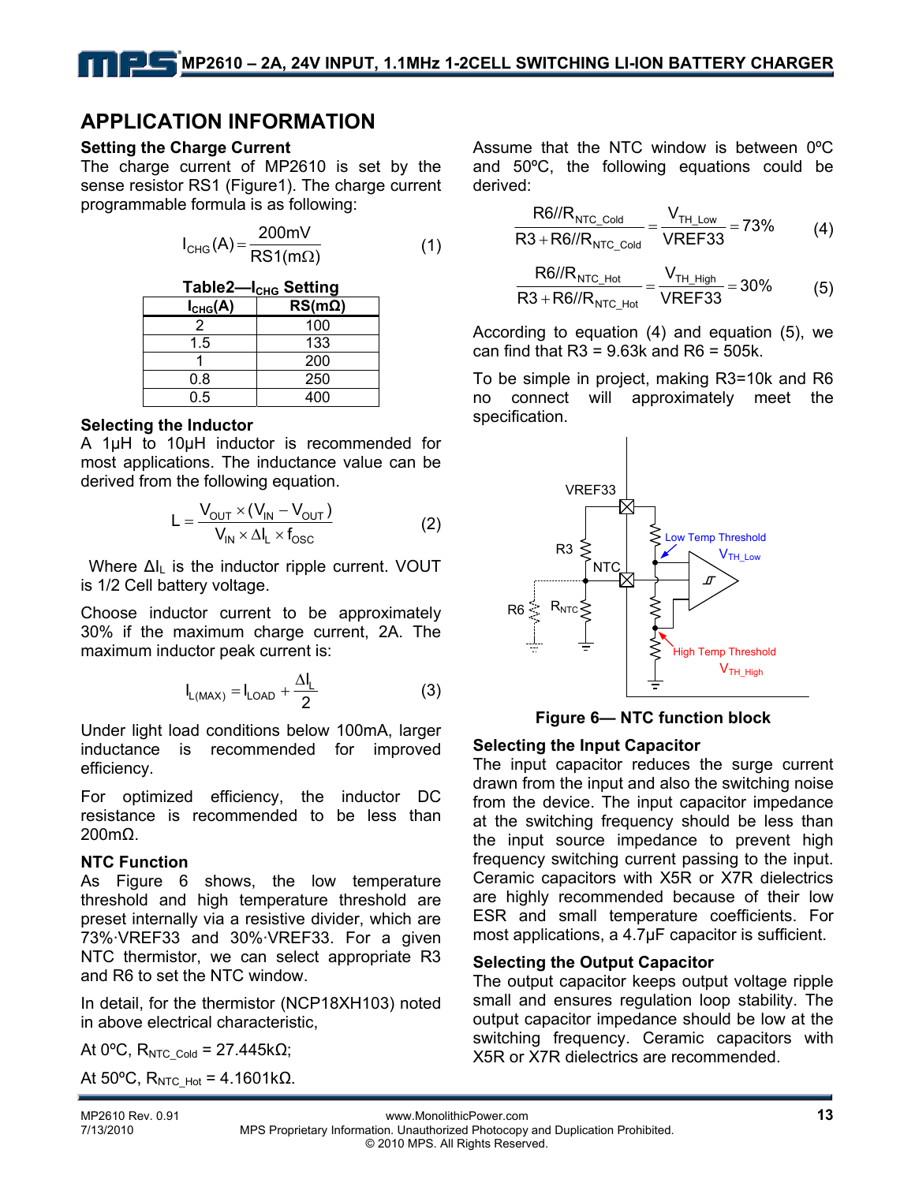## APPLICATION INFORMATION

### Setting the Charge Current

The charge current of MP2610 is set by the sense resistor RS1 (Figure1). The charge current programmable formula is as following:

$$I_{CHG}(A) = \frac{200mV}{RS1(m\Omega)} \quad (1)$$

**Table2—$I_{CHG}$ Setting**

| $I_{CHG}$(A) | RS(mΩ) |
|---|---|
| 2 | 100 |
| 1.5 | 133 |
| 1 | 200 |
| 0.8 | 250 |
| 0.5 | 400 |

### Selecting the Inductor

A 1µH to 10µH inductor is recommended for most applications. The inductance value can be derived from the following equation.

$$L = \frac{V_{OUT} \times (V_{IN} - V_{OUT})}{V_{IN} \times \Delta I_L \times f_{OSC}} \quad (2)$$

Where $\Delta I_L$ is the inductor ripple current. VOUT is 1/2 Cell battery voltage.

Choose inductor current to be approximately 30% if the maximum charge current, 2A. The maximum inductor peak current is:

$$I_{L(MAX)} = I_{LOAD} + \frac{\Delta I_L}{2} \quad (3)$$

Under light load conditions below 100mA, larger inductance is recommended for improved efficiency.

For optimized efficiency, the inductor DC resistance is recommended to be less than 200mΩ.

### NTC Function

As Figure 6 shows, the low temperature threshold and high temperature threshold are preset internally via a resistive divider, which are 73%·VREF33 and 30%·VREF33. For a given NTC thermistor, we can select appropriate R3 and R6 to set the NTC window.

In detail, for the thermistor (NCP18XH103) noted in above electrical characteristic,

At 0ºC, $R_{NTC\_Cold}$ = 27.445kΩ;

At 50ºC, $R_{NTC\_Hot}$ = 4.1601kΩ.

Assume that the NTC window is between 0ºC and 50ºC, the following equations could be derived:

$$\frac{R6 // R_{NTC\_Cold}}{R3 + R6 // R_{NTC\_Cold}} = \frac{V_{TH\_Low}}{VREF33} = 73\% \quad (4)$$

$$\frac{R6 // R_{NTC\_Hot}}{R3 + R6 // R_{NTC\_Hot}} = \frac{V_{TH\_High}}{VREF33} = 30\% \quad (5)$$

According to equation (4) and equation (5), we can find that R3 = 9.63k and R6 = 505k.

To be simple in project, making R3=10k and R6 no connect will approximately meet the specification.

**Figure 6— NTC function block**

### Selecting the Input Capacitor

The input capacitor reduces the surge current drawn from the input and also the switching noise from the device. The input capacitor impedance at the switching frequency should be less than the input source impedance to prevent high frequency switching current passing to the input. Ceramic capacitors with X5R or X7R dielectrics are highly recommended because of their low ESR and small temperature coefficients. For most applications, a 4.7µF capacitor is sufficient.

### Selecting the Output Capacitor

The output capacitor keeps output voltage ripple small and ensures regulation loop stability. The output capacitor impedance should be low at the switching frequency. Ceramic capacitors with X5R or X7R dielectrics are recommended.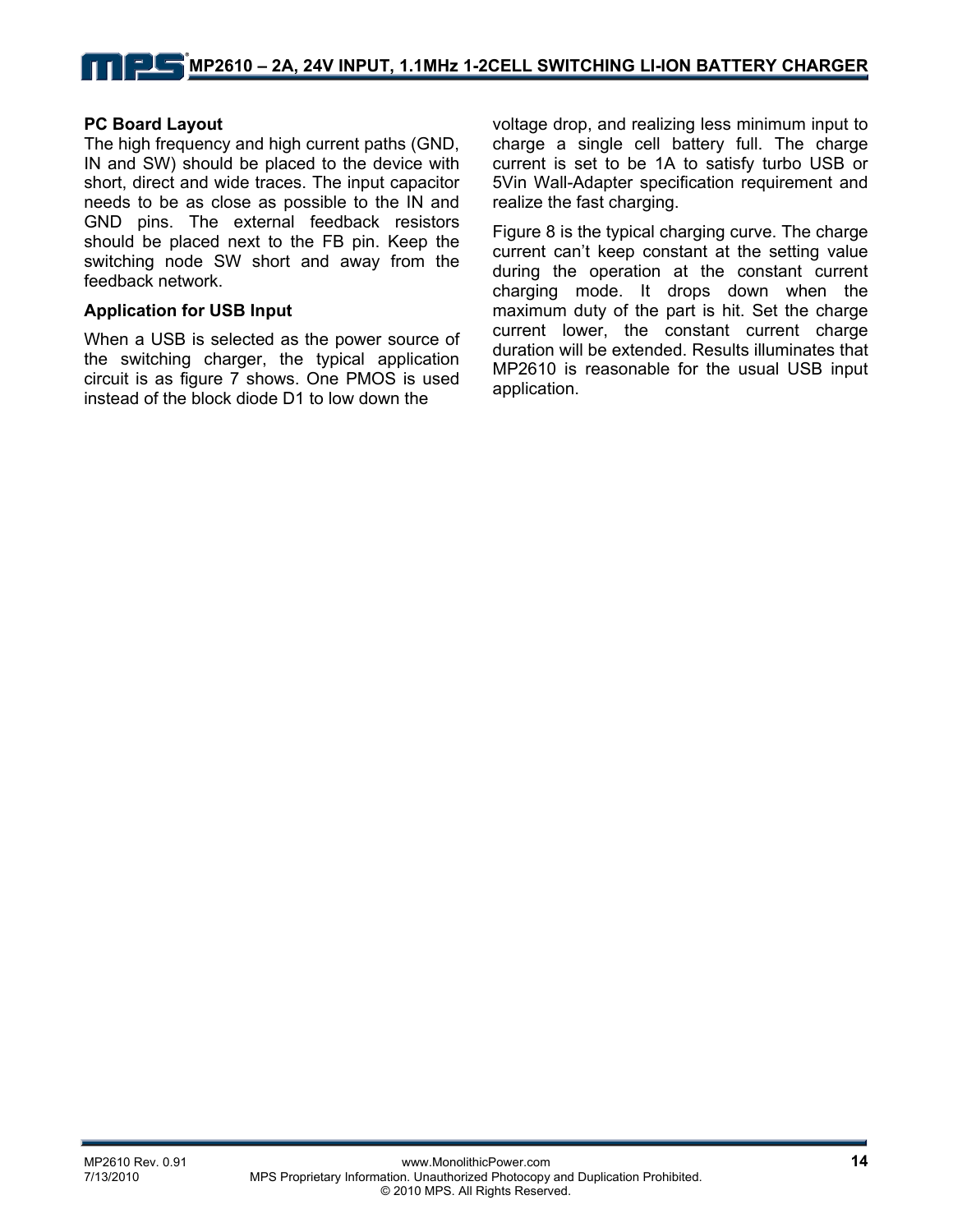### PC Board Layout

The high frequency and high current paths (GND, IN and SW) should be placed to the device with short, direct and wide traces. The input capacitor needs to be as close as possible to the IN and GND pins. The external feedback resistors should be placed next to the FB pin. Keep the switching node SW short and away from the feedback network.

### Application for USB Input

When a USB is selected as the power source of the switching charger, the typical application circuit is as figure 7 shows. One PMOS is used instead of the block diode D1 to low down the voltage drop, and realizing less minimum input to charge a single cell battery full. The charge current is set to be 1A to satisfy turbo USB or 5Vin Wall-Adapter specification requirement and realize the fast charging.

Figure 8 is the typical charging curve. The charge current can't keep constant at the setting value during the operation at the constant current charging mode. It drops down when the maximum duty of the part is hit. Set the charge current lower, the constant current charge duration will be extended. Results illuminates that MP2610 is reasonable for the usual USB input application.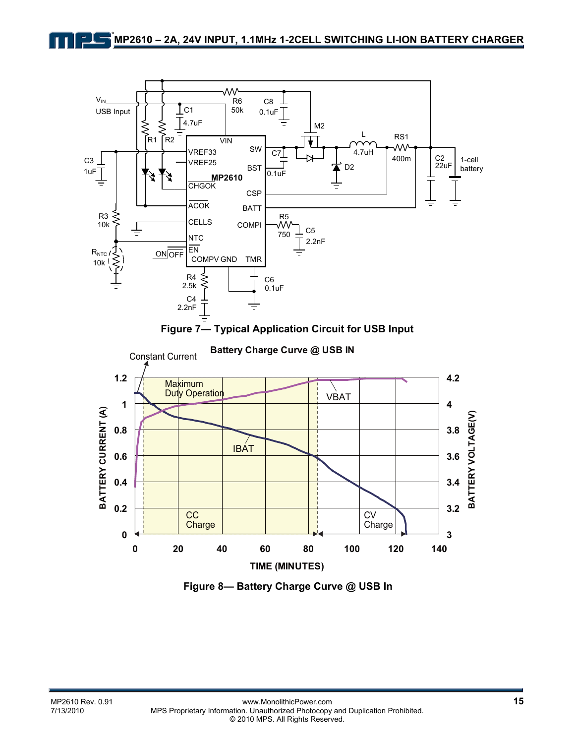Figure 7— Typical Application Circuit for USB Input

Figure 8— Battery Charge Curve @ USB In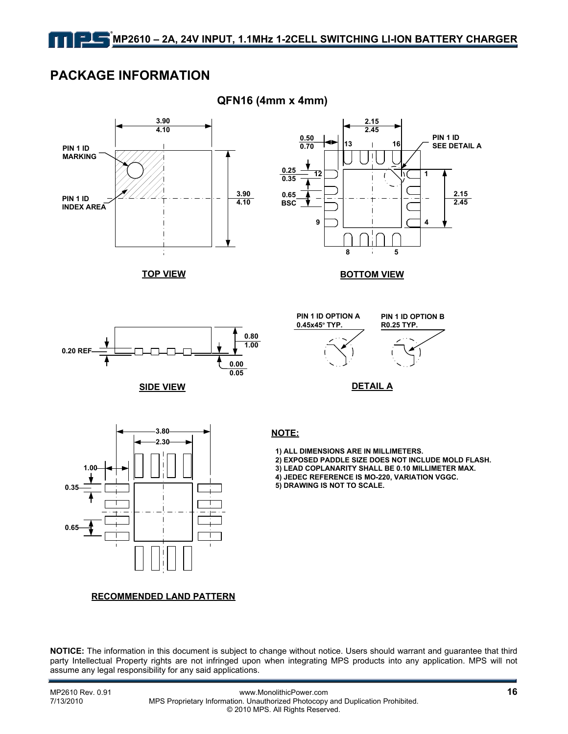# PACKAGE INFORMATION

## QFN16 (4mm x 4mm)

3.90
4.10

PIN 1 ID
MARKING

PIN 1 ID
INDEX AREA

3.90
4.10

TOP VIEW

2.15
2.45

0.50
0.70

13

16

PIN 1 ID
SEE DETAIL A

0.25
0.35

12

1

0.65
BSC

2.15
2.45

9

4

8

5

BOTTOM VIEW

0.20 REF

0.80
1.00

0.00
0.05

SIDE VIEW

PIN 1 ID OPTION A
0.45x45° TYP.

PIN 1 ID OPTION B
R0.25 TYP.

DETAIL A

3.80
2.30

1.00

0.35

0.65

RECOMMENDED LAND PATTERN

**NOTE:**

1) ALL DIMENSIONS ARE IN MILLIMETERS.
2) EXPOSED PADDLE SIZE DOES NOT INCLUDE MOLD FLASH.
3) LEAD COPLANARITY SHALL BE 0.10 MILLIMETER MAX.
4) JEDEC REFERENCE IS MO-220, VARIATION VGGC.
5) DRAWING IS NOT TO SCALE.

**NOTICE:** The information in this document is subject to change without notice. Users should warrant and guarantee that third party Intellectual Property rights are not infringed upon when integrating MPS products into any application. MPS will not assume any legal responsibility for any said applications.